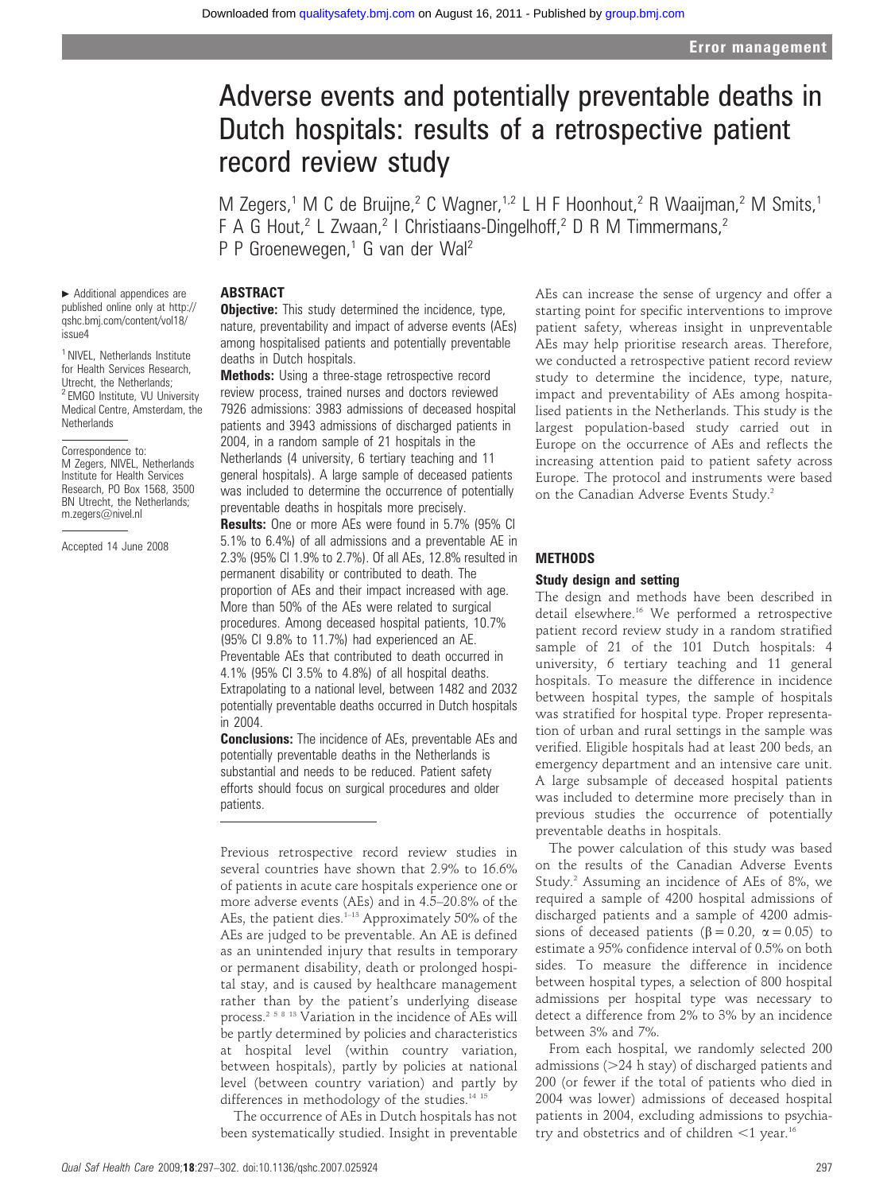# Adverse events and potentially preventable deaths in Dutch hospitals: results of a retrospective patient record review study

M Zegers,[1] M C de Bruijne,[2] C Wagner,[1,2] L H F Hoonhout,[2] R Waaijman,[2] M Smits,[1] F A G Hout,[2] L Zwaan,[2] I Christiaans-Dingelhoff,[2] D R M Timmermans,[2] P P Groenewegen,[1] G van der Wal[2]

► Additional appendices are published online only at http://qshc.bmj.com/content/vol18/issue4

[1] NIVEL, Netherlands Institute for Health Services Research, Utrecht, the Netherlands; [2] EMGO Institute, VU University Medical Centre, Amsterdam, the Netherlands

Correspondence to: M Zegers, NIVEL, Netherlands Institute for Health Services Research, PO Box 1568, 3500 BN Utrecht, the Netherlands; m.zegers@nivel.nl

Accepted 14 June 2008

## ABSTRACT

**Objective:** This study determined the incidence, type, nature, preventability and impact of adverse events (AEs) among hospitalised patients and potentially preventable deaths in Dutch hospitals.

**Methods:** Using a three-stage retrospective record review process, trained nurses and doctors reviewed 7926 admissions: 3983 admissions of deceased hospital patients and 3943 admissions of discharged patients in 2004, in a random sample of 21 hospitals in the Netherlands (4 university, 6 tertiary teaching and 11 general hospitals). A large sample of deceased patients was included to determine the occurrence of potentially preventable deaths in hospitals more precisely.

**Results:** One or more AEs were found in 5.7% (95% CI 5.1% to 6.4%) of all admissions and a preventable AE in 2.3% (95% CI 1.9% to 2.7%). Of all AEs, 12.8% resulted in permanent disability or contributed to death. The proportion of AEs and their impact increased with age. More than 50% of the AEs were related to surgical procedures. Among deceased hospital patients, 10.7% (95% CI 9.8% to 11.7%) had experienced an AE. Preventable AEs that contributed to death occurred in 4.1% (95% CI 3.5% to 4.8%) of all hospital deaths. Extrapolating to a national level, between 1482 and 2032 potentially preventable deaths occurred in Dutch hospitals in 2004.

**Conclusions:** The incidence of AEs, preventable AEs and potentially preventable deaths in the Netherlands is substantial and needs to be reduced. Patient safety efforts should focus on surgical procedures and older patients.

Previous retrospective record review studies in several countries have shown that 2.9% to 16.6% of patients in acute care hospitals experience one or more adverse events (AEs) and in 4.5–20.8% of the AEs, the patient dies.[1–13] Approximately 50% of the AEs are judged to be preventable. An AE is defined as an unintended injury that results in temporary or permanent disability, death or prolonged hospital stay, and is caused by healthcare management rather than by the patient's underlying disease process.[2 5 8 13] Variation in the incidence of AEs will be partly determined by policies and characteristics at hospital level (within country variation, between hospitals), partly by policies at national level (between country variation) and partly by differences in methodology of the studies.[14 15]

The occurrence of AEs in Dutch hospitals has not been systematically studied. Insight in preventable AEs can increase the sense of urgency and offer a starting point for specific interventions to improve patient safety, whereas insight in unpreventable AEs may help prioritise research areas. Therefore, we conducted a retrospective patient record review study to determine the incidence, type, nature, impact and preventability of AEs among hospitalised patients in the Netherlands. This study is the largest population-based study carried out in Europe on the occurrence of AEs and reflects the increasing attention paid to patient safety across Europe. The protocol and instruments were based on the Canadian Adverse Events Study.[2]

## METHODS

### Study design and setting

The design and methods have been described in detail elsewhere.[16] We performed a retrospective patient record review study in a random stratified sample of 21 of the 101 Dutch hospitals: 4 university, 6 tertiary teaching and 11 general hospitals. To measure the difference in incidence between hospital types, the sample of hospitals was stratified for hospital type. Proper representation of urban and rural settings in the sample was verified. Eligible hospitals had at least 200 beds, an emergency department and an intensive care unit. A large subsample of deceased hospital patients was included to determine more precisely than in previous studies the occurrence of potentially preventable deaths in hospitals.

The power calculation of this study was based on the results of the Canadian Adverse Events Study.[2] Assuming an incidence of AEs of 8%, we required a sample of 4200 hospital admissions of discharged patients and a sample of 4200 admissions of deceased patients ($\beta = 0.20$, $\alpha = 0.05$) to estimate a 95% confidence interval of 0.5% on both sides. To measure the difference in incidence between hospital types, a selection of 800 hospital admissions per hospital type was necessary to detect a difference from 2% to 3% by an incidence between 3% and 7%.

From each hospital, we randomly selected 200 admissions (>24 h stay) of discharged patients and 200 (or fewer if the total of patients who died in 2004 was lower) admissions of deceased hospital patients in 2004, excluding admissions to psychiatry and obstetrics and of children <1 year.[16]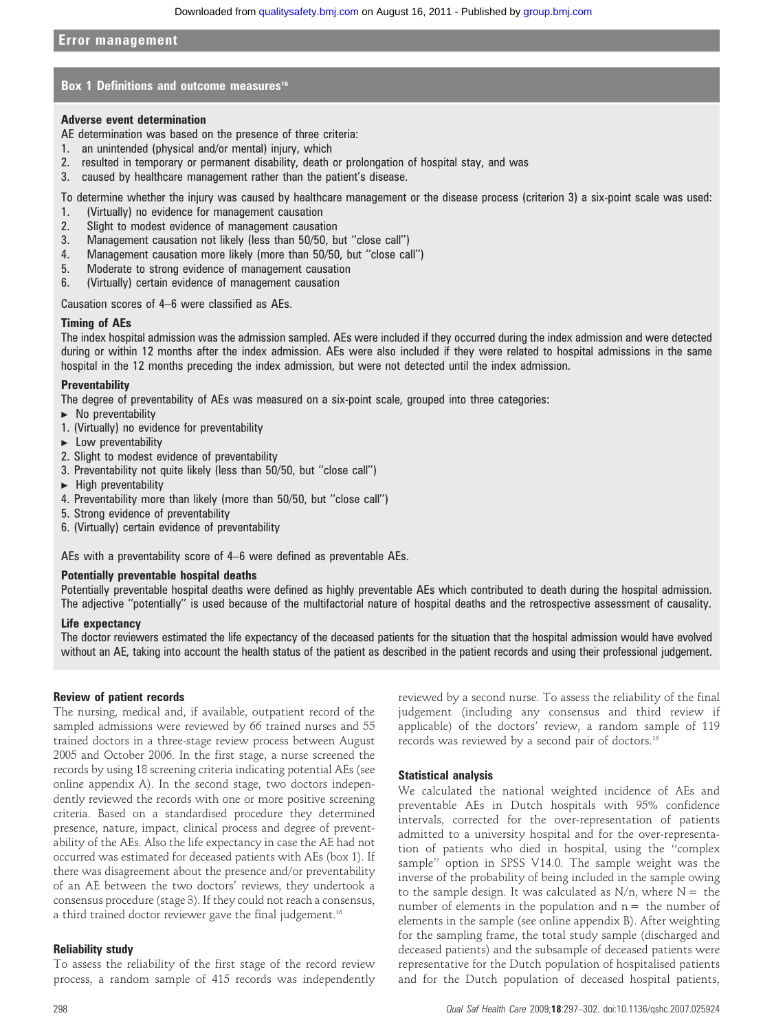## Box 1 Definitions and outcome measures[16]

**Adverse event determination**

AE determination was based on the presence of three criteria:

1. an unintended (physical and/or mental) injury, which
2. resulted in temporary or permanent disability, death or prolongation of hospital stay, and was
3. caused by healthcare management rather than the patient's disease.

To determine whether the injury was caused by healthcare management or the disease process (criterion 3) a six-point scale was used:

1. (Virtually) no evidence for management causation
2. Slight to modest evidence of management causation
3. Management causation not likely (less than 50/50, but "close call")
4. Management causation more likely (more than 50/50, but "close call")
5. Moderate to strong evidence of management causation
6. (Virtually) certain evidence of management causation

Causation scores of 4–6 were classified as AEs.

**Timing of AEs**

The index hospital admission was the admission sampled. AEs were included if they occurred during the index admission and were detected during or within 12 months after the index admission. AEs were also included if they were related to hospital admissions in the same hospital in the 12 months preceding the index admission, but were not detected until the index admission.

**Preventability**

The degree of preventability of AEs was measured on a six-point scale, grouped into three categories:

- No preventability
1. (Virtually) no evidence for preventability
- Low preventability
2. Slight to modest evidence of preventability
3. Preventability not quite likely (less than 50/50, but "close call")
- High preventability
4. Preventability more than likely (more than 50/50, but "close call")
5. Strong evidence of preventability
6. (Virtually) certain evidence of preventability

AEs with a preventability score of 4–6 were defined as preventable AEs.

**Potentially preventable hospital deaths**

Potentially preventable hospital deaths were defined as highly preventable AEs which contributed to death during the hospital admission. The adjective "potentially" is used because of the multifactorial nature of hospital deaths and the retrospective assessment of causality.

**Life expectancy**

The doctor reviewers estimated the life expectancy of the deceased patients for the situation that the hospital admission would have evolved without an AE, taking into account the health status of the patient as described in the patient records and using their professional judgement.

### Review of patient records

The nursing, medical and, if available, outpatient record of the sampled admissions were reviewed by 66 trained nurses and 55 trained doctors in a three-stage review process between August 2005 and October 2006. In the first stage, a nurse screened the records by using 18 screening criteria indicating potential AEs (see online appendix A). In the second stage, two doctors independently reviewed the records with one or more positive screening criteria. Based on a standardised procedure they determined presence, nature, impact, clinical process and degree of preventability of the AEs. Also the life expectancy in case the AE had not occurred was estimated for deceased patients with AEs (box 1). If there was disagreement about the presence and/or preventability of an AE between the two doctors' reviews, they undertook a consensus procedure (stage 3). If they could not reach a consensus, a third trained doctor reviewer gave the final judgement.[16]

### Reliability study

To assess the reliability of the first stage of the record review process, a random sample of 415 records was independently reviewed by a second nurse. To assess the reliability of the final judgement (including any consensus and third review if applicable) of the doctors' review, a random sample of 119 records was reviewed by a second pair of doctors.[16]

### Statistical analysis

We calculated the national weighted incidence of AEs and preventable AEs in Dutch hospitals with 95% confidence intervals, corrected for the over-representation of patients admitted to a university hospital and for the over-representation of patients who died in hospital, using the "complex sample" option in SPSS V14.0. The sample weight was the inverse of the probability of being included in the sample owing to the sample design. It was calculated as N/n, where N = the number of elements in the population and n = the number of elements in the sample (see online appendix B). After weighting for the sampling frame, the total study sample (discharged and deceased patients) and the subsample of deceased patients were representative for the Dutch population of hospitalised patients and for the Dutch population of deceased hospital patients,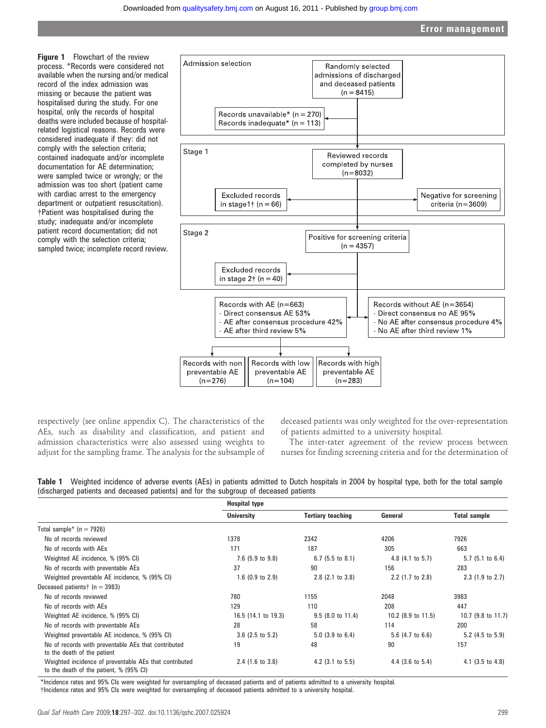**Figure 1** Flowchart of the review process. *Records were considered not available when the nursing and/or medical record of the index admission was missing or because the patient was hospitalised during the study. For one hospital, only the records of hospital deaths were included because of hospital-related logistical reasons. Records were considered inadequate if they: did not comply with the selection criteria; contained inadequate and/or incomplete documentation for AE determination; were sampled twice or wrongly; or the admission was too short (patient came with cardiac arrest to the emergency department or outpatient resuscitation). †Patient was hospitalised during the study; inadequate and/or incomplete patient record documentation; did not comply with the selection criteria; sampled twice; incomplete record review.

Admission selection

Randomly selected admissions of discharged and deceased patients (n = 8415)

Records unavailable* (n = 270)
Records inadequate* (n = 113)

Stage 1

Reviewed records completed by nurses (n=8032)

Excluded records in stage1† (n = 66)

Negative for screening criteria (n=3609)

Stage 2

Positive for screening criteria (n = 4357)

Excluded records in stage 2† (n = 40)

Records with AE (n=663)
- Direct consensus AE 53%
- AE after consensus procedure 42%
- AE after third review 5%

Records without AE (n=3654)
- Direct consensus no AE 95%
- No AE after consensus procedure 4%
- No AE after third review 1%

Records with non preventable AE (n=276)

Records with low preventable AE (n=104)

Records with high preventable AE (n=283)

respectively (see online appendix C). The characteristics of the AEs, such as disability and classification, and patient and admission characteristics were also assessed using weights to adjust for the sampling frame. The analysis for the subsample of deceased patients was only weighted for the over-representation of patients admitted to a university hospital.

The inter-rater agreement of the review process between nurses for finding screening criteria and for the determination of

**Table 1** Weighted incidence of adverse events (AEs) in patients admitted to Dutch hospitals in 2004 by hospital type, both for the total sample (discharged patients and deceased patients) and for the subgroup of deceased patients

| | Hospital type | | | |
|---|---|---|---|---|
| | University | Tertiary teaching | General | Total sample |
| Total sample* (n = 7926) | | | | |
| No of records reviewed | 1378 | 2342 | 4206 | 7926 |
| No of records with AEs | 171 | 187 | 305 | 663 |
| Weighted AE incidence, % (95% CI) | 7.6 (5.9 to 9.8) | 6.7 (5.5 to 8.1) | 4.8 (4.1 to 5.7) | 5.7 (5.1 to 6.4) |
| No of records with preventable AEs | 37 | 90 | 156 | 283 |
| Weighted preventable AE incidence, % (95% CI) | 1.6 (0.9 to 2.9) | 2.8 (2.1 to 3.8) | 2.2 (1.7 to 2.8) | 2.3 (1.9 to 2.7) |
| Deceased patients† (n = 3983) | | | | |
| No of records reviewed | 780 | 1155 | 2048 | 3983 |
| No of records with AEs | 129 | 110 | 208 | 447 |
| Weighted AE incidence, % (95% CI) | 16.5 (14.1 to 19.3) | 9.5 (8.0 to 11.4) | 10.2 (8.9 to 11.5) | 10.7 (9.8 to 11.7) |
| No of records with preventable AEs | 28 | 58 | 114 | 200 |
| Weighted preventable AE incidence, % (95% CI) | 3.6 (2.5 to 5.2) | 5.0 (3.9 to 6.4) | 5.6 (4.7 to 6.6) | 5.2 (4.5 to 5.9) |
| No of records with preventable AEs that contributed to the death of the patient | 19 | 48 | 90 | 157 |
| Weighted incidence of preventable AEs that contributed to the death of the patient, % (95% CI) | 2.4 (1.6 to 3.8) | 4.2 (3.1 to 5.5) | 4.4 (3.6 to 5.4) | 4.1 (3.5 to 4.8) |

*Incidence rates and 95% CIs were weighted for oversampling of deceased patients and of patients admitted to a university hospital.
†Incidence rates and 95% CIs were weighted for oversampling of deceased patients admitted to a university hospital.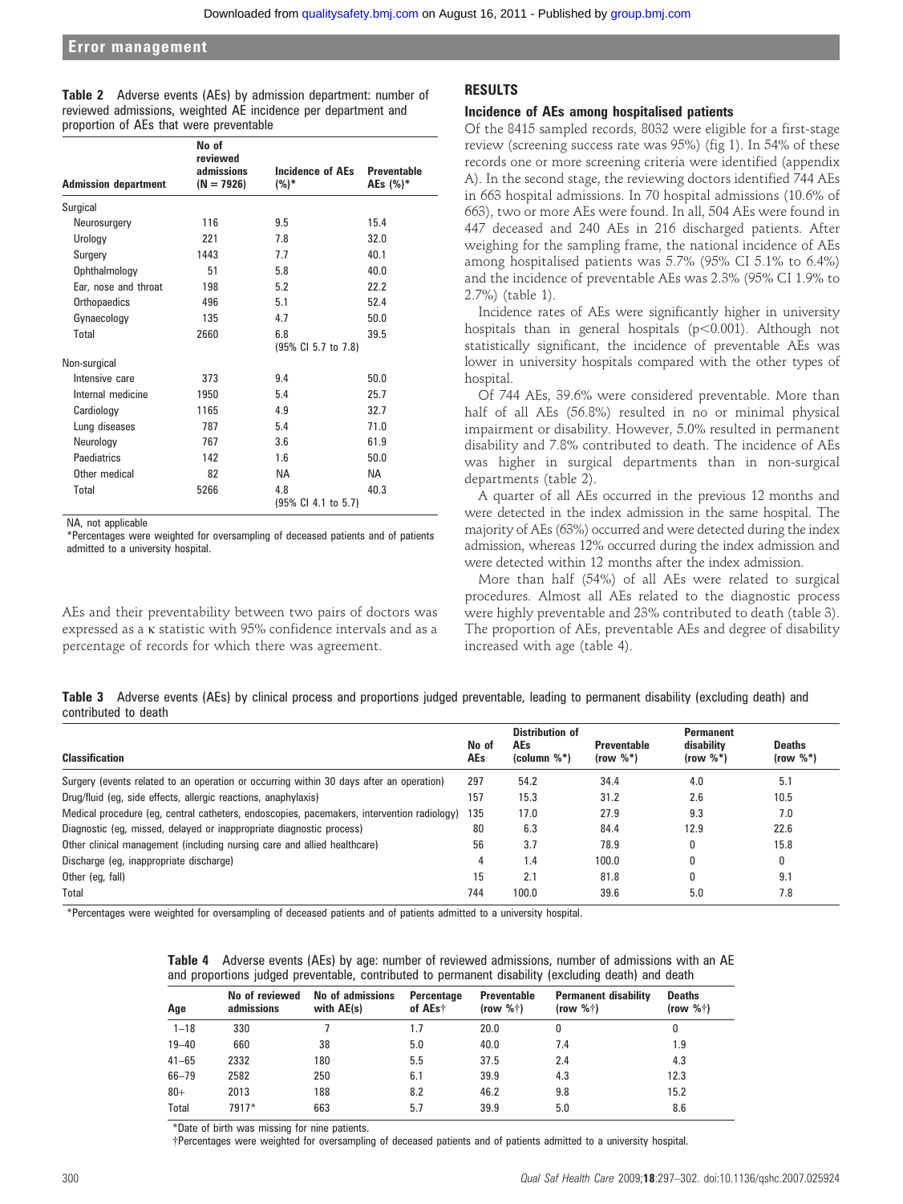**Table 2** Adverse events (AEs) by admission department: number of reviewed admissions, weighted AE incidence per department and proportion of AEs that were preventable

| Admission department | No of reviewed admissions (N = 7926) | Incidence of AEs (%)* | Preventable AEs (%)* |
|---|---|---|---|
| Surgical | | | |
| Neurosurgery | 116 | 9.5 | 15.4 |
| Urology | 221 | 7.8 | 32.0 |
| Surgery | 1443 | 7.7 | 40.1 |
| Ophthalmology | 51 | 5.8 | 40.0 |
| Ear, nose and throat | 198 | 5.2 | 22.2 |
| Orthopaedics | 496 | 5.1 | 52.4 |
| Gynaecology | 135 | 4.7 | 50.0 |
| Total | 2660 | 6.8 (95% CI 5.7 to 7.8) | 39.5 |
| Non-surgical | | | |
| Intensive care | 373 | 9.4 | 50.0 |
| Internal medicine | 1950 | 5.4 | 25.7 |
| Cardiology | 1165 | 4.9 | 32.7 |
| Lung diseases | 787 | 5.4 | 71.0 |
| Neurology | 767 | 3.6 | 61.9 |
| Paediatrics | 142 | 1.6 | 50.0 |
| Other medical | 82 | NA | NA |
| Total | 5266 | 4.8 (95% CI 4.1 to 5.7) | 40.3 |

NA, not applicable
*Percentages were weighted for oversampling of deceased patients and of patients admitted to a university hospital.

AEs and their preventability between two pairs of doctors was expressed as a κ statistic with 95% confidence intervals and as a percentage of records for which there was agreement.

## RESULTS

### Incidence of AEs among hospitalised patients

Of the 8415 sampled records, 8032 were eligible for a first-stage review (screening success rate was 95%) (fig 1). In 54% of these records one or more screening criteria were identified (appendix A). In the second stage, the reviewing doctors identified 744 AEs in 663 hospital admissions. In 70 hospital admissions (10.6% of 663), two or more AEs were found. In all, 504 AEs were found in 447 deceased and 240 AEs in 216 discharged patients. After weighing for the sampling frame, the national incidence of AEs among hospitalised patients was 5.7% (95% CI 5.1% to 6.4%) and the incidence of preventable AEs was 2.3% (95% CI 1.9% to 2.7%) (table 1).

Incidence rates of AEs were significantly higher in university hospitals than in general hospitals ($p<0.001$). Although not statistically significant, the incidence of preventable AEs was lower in university hospitals compared with the other types of hospital.

Of 744 AEs, 39.6% were considered preventable. More than half of all AEs (56.8%) resulted in no or minimal physical impairment or disability. However, 5.0% resulted in permanent disability and 7.8% contributed to death. The incidence of AEs was higher in surgical departments than in non-surgical departments (table 2).

A quarter of all AEs occurred in the previous 12 months and were detected in the index admission in the same hospital. The majority of AEs (63%) occurred and were detected during the index admission, whereas 12% occurred during the index admission and were detected within 12 months after the index admission.

More than half (54%) of all AEs were related to surgical procedures. Almost all AEs related to the diagnostic process were highly preventable and 23% contributed to death (table 3). The proportion of AEs, preventable AEs and degree of disability increased with age (table 4).

**Table 3** Adverse events (AEs) by clinical process and proportions judged preventable, leading to permanent disability (excluding death) and contributed to death

| Classification | No of AEs | Distribution of AEs (column %*) | Preventable (row %*) | Permanent disability (row %*) | Deaths (row %*) |
|---|---|---|---|---|---|
| Surgery (events related to an operation or occurring within 30 days after an operation) | 297 | 54.2 | 34.4 | 4.0 | 5.1 |
| Drug/fluid (eg, side effects, allergic reactions, anaphylaxis) | 157 | 15.3 | 31.2 | 2.6 | 10.5 |
| Medical procedure (eg, central catheters, endoscopies, pacemakers, intervention radiology) | 135 | 17.0 | 27.9 | 9.3 | 7.0 |
| Diagnostic (eg, missed, delayed or inappropriate diagnostic process) | 80 | 6.3 | 84.4 | 12.9 | 22.6 |
| Other clinical management (including nursing care and allied healthcare) | 56 | 3.7 | 78.9 | 0 | 15.8 |
| Discharge (eg, inappropriate discharge) | 4 | 1.4 | 100.0 | 0 | 0 |
| Other (eg, fall) | 15 | 2.1 | 81.8 | 0 | 9.1 |
| Total | 744 | 100.0 | 39.6 | 5.0 | 7.8 |

*Percentages were weighted for oversampling of deceased patients and of patients admitted to a university hospital.

**Table 4** Adverse events (AEs) by age: number of reviewed admissions, number of admissions with an AE and proportions judged preventable, contributed to permanent disability (excluding death) and death

| Age | No of reviewed admissions | No of admissions with AE(s) | Percentage of AEs† | Preventable (row %†) | Permanent disability (row %†) | Deaths (row %†) |
|---|---|---|---|---|---|---|
| 1–18 | 330 | 7 | 1.7 | 20.0 | 0 | 0 |
| 19–40 | 660 | 38 | 5.0 | 40.0 | 7.4 | 1.9 |
| 41–65 | 2332 | 180 | 5.5 | 37.5 | 2.4 | 4.3 |
| 66–79 | 2582 | 250 | 6.1 | 39.9 | 4.3 | 12.3 |
| 80+ | 2013 | 188 | 8.2 | 46.2 | 9.8 | 15.2 |
| Total | 7917* | 663 | 5.7 | 39.9 | 5.0 | 8.6 |

*Date of birth was missing for nine patients.
†Percentages were weighted for oversampling of deceased patients and of patients admitted to a university hospital.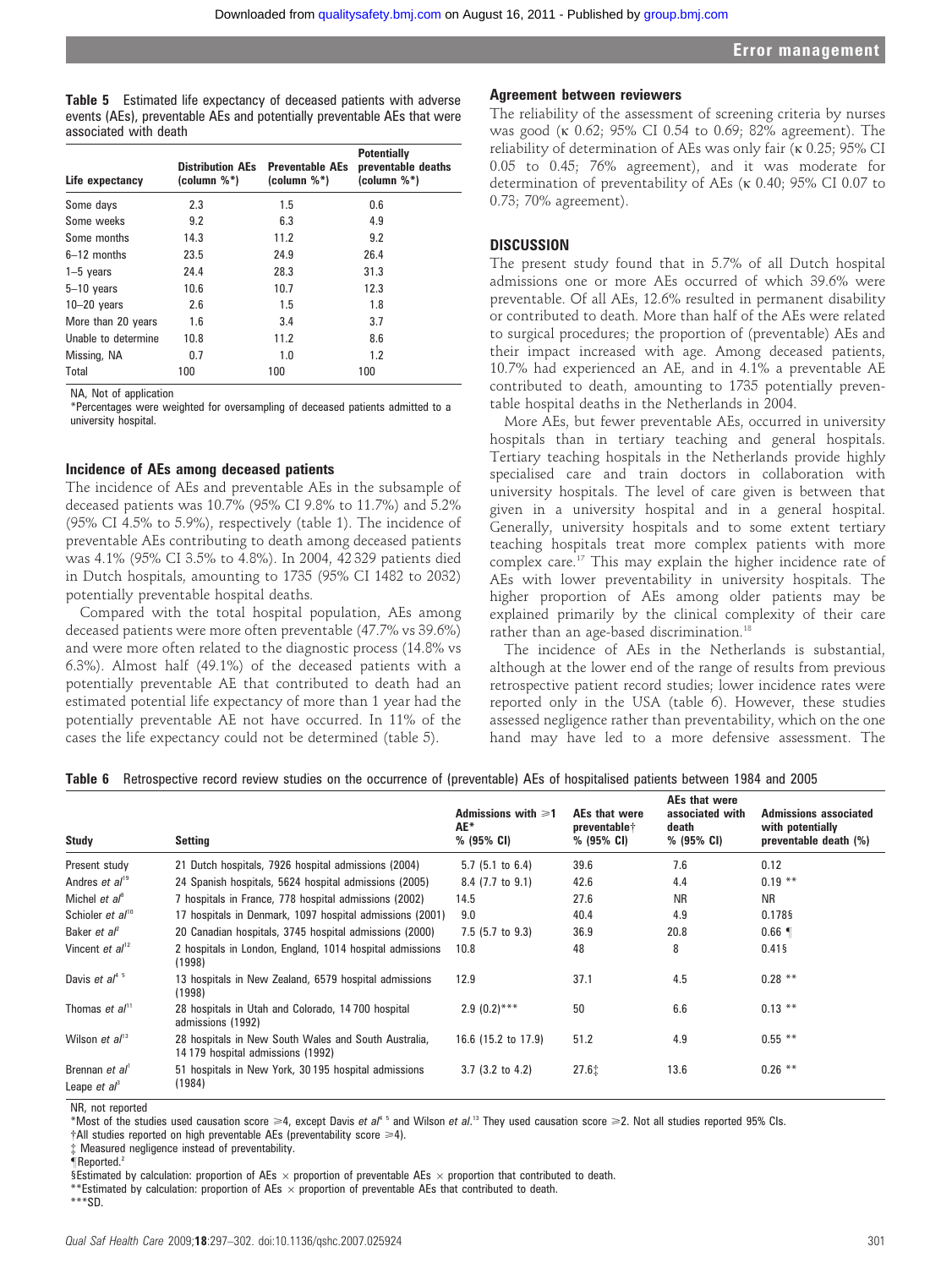**Table 5** Estimated life expectancy of deceased patients with adverse events (AEs), preventable AEs and potentially preventable AEs that were associated with death

| Life expectancy | Distribution AEs (column %*) | Preventable AEs (column %*) | Potentially preventable deaths (column %*) |
|---|---|---|---|
| Some days | 2.3 | 1.5 | 0.6 |
| Some weeks | 9.2 | 6.3 | 4.9 |
| Some months | 14.3 | 11.2 | 9.2 |
| 6–12 months | 23.5 | 24.9 | 26.4 |
| 1–5 years | 24.4 | 28.3 | 31.3 |
| 5–10 years | 10.6 | 10.7 | 12.3 |
| 10–20 years | 2.6 | 1.5 | 1.8 |
| More than 20 years | 1.6 | 3.4 | 3.7 |
| Unable to determine | 10.8 | 11.2 | 8.6 |
| Missing, NA | 0.7 | 1.0 | 1.2 |
| Total | 100 | 100 | 100 |

NA, Not of application

*Percentages were weighted for oversampling of deceased patients admitted to a university hospital.

### Incidence of AEs among deceased patients

The incidence of AEs and preventable AEs in the subsample of deceased patients was 10.7% (95% CI 9.8% to 11.7%) and 5.2% (95% CI 4.5% to 5.9%), respectively (table 1). The incidence of preventable AEs contributing to death among deceased patients was 4.1% (95% CI 3.5% to 4.8%). In 2004, 42 329 patients died in Dutch hospitals, amounting to 1735 (95% CI 1482 to 2032) potentially preventable hospital deaths.

Compared with the total hospital population, AEs among deceased patients were more often preventable (47.7% vs 39.6%) and were more often related to the diagnostic process (14.8% vs 6.3%). Almost half (49.1%) of the deceased patients with a potentially preventable AE that contributed to death had an estimated potential life expectancy of more than 1 year had the potentially preventable AE not have occurred. In 11% of the cases the life expectancy could not be determined (table 5).

### Agreement between reviewers

The reliability of the assessment of screening criteria by nurses was good (κ 0.62; 95% CI 0.54 to 0.69; 82% agreement). The reliability of determination of AEs was only fair (κ 0.25; 95% CI 0.05 to 0.45; 76% agreement), and it was moderate for determination of preventability of AEs (κ 0.40; 95% CI 0.07 to 0.73; 70% agreement).

## DISCUSSION

The present study found that in 5.7% of all Dutch hospital admissions one or more AEs occurred of which 39.6% were preventable. Of all AEs, 12.6% resulted in permanent disability or contributed to death. More than half of the AEs were related to surgical procedures; the proportion of (preventable) AEs and their impact increased with age. Among deceased patients, 10.7% had experienced an AE, and in 4.1% a preventable AE contributed to death, amounting to 1735 potentially preventable hospital deaths in the Netherlands in 2004.

More AEs, but fewer preventable AEs, occurred in university hospitals than in tertiary teaching and general hospitals. Tertiary teaching hospitals in the Netherlands provide highly specialised care and train doctors in collaboration with university hospitals. The level of care given is between that given in a university hospital and in a general hospital. Generally, university hospitals and to some extent tertiary teaching hospitals treat more complex patients with more complex care.[17] This may explain the higher incidence rate of AEs with lower preventability in university hospitals. The higher proportion of AEs among older patients may be explained primarily by the clinical complexity of their care rather than an age-based discrimination.[18]

The incidence of AEs in the Netherlands is substantial, although at the lower end of the range of results from previous retrospective patient record studies; lower incidence rates were reported only in the USA (table 6). However, these studies assessed negligence rather than preventability, which on the one hand may have led to a more defensive assessment. The

**Table 6** Retrospective record review studies on the occurrence of (preventable) AEs of hospitalised patients between 1984 and 2005

| Study | Setting | Admissions with ≥1 AE* % (95% CI) | AEs that were preventable† % (95% CI) | AEs that were associated with death % (95% CI) | Admissions associated with potentially preventable death (%) |
|---|---|---|---|---|---|
| Present study | 21 Dutch hospitals, 7926 hospital admissions (2004) | 5.7 (5.1 to 6.4) | 39.6 | 7.6 | 0.12 |
| Andres *et al*[19] | 24 Spanish hospitals, 5624 hospital admissions (2005) | 8.4 (7.7 to 9.1) | 42.6 | 4.4 | 0.19 ** |
| Michel *et al*[8] | 7 hospitals in France, 778 hospital admissions (2002) | 14.5 | 27.6 | NR | NR |
| Schioler *et al*[10] | 17 hospitals in Denmark, 1097 hospital admissions (2001) | 9.0 | 40.4 | 4.9 | 0.178§ |
| Baker *et al*[2] | 20 Canadian hospitals, 3745 hospital admissions (2000) | 7.5 (5.7 to 9.3) | 36.9 | 20.8 | 0.66 ¶ |
| Vincent *et al*[12] | 2 hospitals in London, England, 1014 hospital admissions (1998) | 10.8 | 48 | 8 | 0.41§ |
| Davis *et al*[4 5] | 13 hospitals in New Zealand, 6579 hospital admissions (1998) | 12.9 | 37.1 | 4.5 | 0.28 ** |
| Thomas *et al*[11] | 28 hospitals in Utah and Colorado, 14 700 hospital admissions (1992) | 2.9 (0.2)*** | 50 | 6.6 | 0.13 ** |
| Wilson *et al*[13] | 28 hospitals in New South Wales and South Australia, 14 179 hospital admissions (1992) | 16.6 (15.2 to 17.9) | 51.2 | 4.9 | 0.55 ** |
| Brennan *et al*[1] Leape *et al*[3] | 51 hospitals in New York, 30 195 hospital admissions (1984) | 3.7 (3.2 to 4.2) | 27.6‡ | 13.6 | 0.26 ** |

NR, not reported

*Most of the studies used causation score ≥4, except Davis *et al*[4 5] and Wilson *et al*.[13] They used causation score ≥2. Not all studies reported 95% CIs.

†All studies reported on high preventable AEs (preventability score ≥4).

‡ Measured negligence instead of preventability.

¶Reported.[2]

§Estimated by calculation: proportion of AEs × proportion of preventable AEs × proportion that contributed to death.

**Estimated by calculation: proportion of AEs × proportion of preventable AEs that contributed to death.

***SD.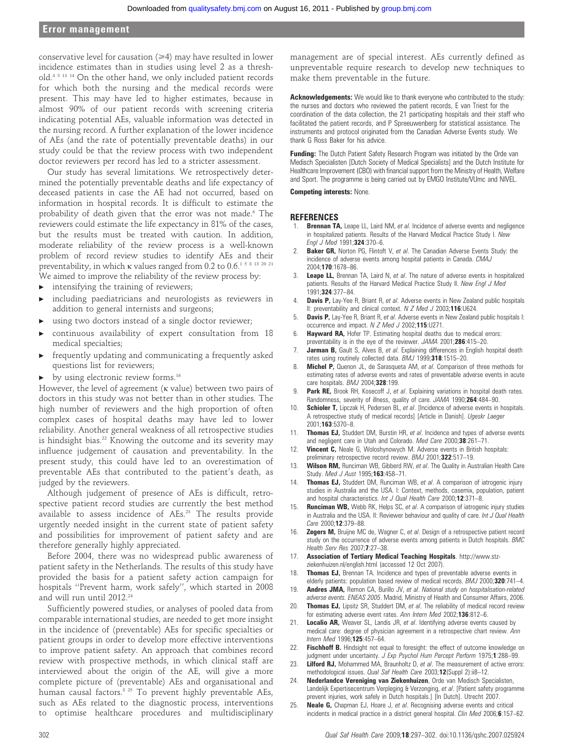conservative level for causation (⩾4) may have resulted in lower incidence estimates than in studies using level 2 as a threshold.[4 5 13 14] On the other hand, we only included patient records for which both the nursing and the medical records were present. This may have led to higher estimates, because in almost 90% of our patient records with screening criteria indicating potential AEs, valuable information was detected in the nursing record. A further explanation of the lower incidence of AEs (and the rate of potentially preventable deaths) in our study could be that the review process with two independent doctor reviewers per record has led to a stricter assessment.

Our study has several limitations. We retrospectively determined the potentially preventable deaths and life expectancy of deceased patients in case the AE had not occurred, based on information in hospital records. It is difficult to estimate the probability of death given that the error was not made.[6] The reviewers could estimate the life expectancy in 81% of the cases, but the results must be treated with caution. In addition, moderate reliability of the review process is a well-known problem of record review studies to identify AEs and their preventability, in which κ values ranged from 0.2 to 0.6.[1 5 8 13 20 21] We aimed to improve the reliability of the review process by:

- intensifying the training of reviewers;
- including paediatricians and neurologists as reviewers in addition to general internists and surgeons;
- using two doctors instead of a single doctor reviewer;
- continuous availability of expert consultation from 18 medical specialties;
- frequently updating and communicating a frequently asked questions list for reviewers;
- by using electronic review forms.[16]

However, the level of agreement (κ value) between two pairs of doctors in this study was not better than in other studies. The high number of reviewers and the high proportion of often complex cases of hospital deaths may have led to lower reliability. Another general weakness of all retrospective studies is hindsight bias.[22] Knowing the outcome and its severity may influence judgement of causation and preventability. In the present study, this could have led to an overestimation of preventable AEs that contributed to the patient's death, as judged by the reviewers.

Although judgement of presence of AEs is difficult, retrospective patient record studies are currently the best method available to assess incidence of AEs.[23] The results provide urgently needed insight in the current state of patient safety and possibilities for improvement of patient safety and are therefore generally highly appreciated.

Before 2004, there was no widespread public awareness of patient safety in the Netherlands. The results of this study have provided the basis for a patient safety action campaign for hospitals "Prevent harm, work safely", which started in 2008 and will run until 2012.[24]

Sufficiently powered studies, or analyses of pooled data from comparable international studies, are needed to get more insight in the incidence of (preventable) AEs for specific specialties or patient groups in order to develop more effective interventions to improve patient safety. An approach that combines record review with prospective methods, in which clinical staff are interviewed about the origin of the AE, will give a more complete picture of (preventable) AEs and organisational and human causal factors.[8 25] To prevent highly preventable AEs, such as AEs related to the diagnostic process, interventions to optimise healthcare procedures and multidisciplinary management are of special interest. AEs currently defined as unpreventable require research to develop new techniques to make them preventable in the future.

**Acknowledgements:** We would like to thank everyone who contributed to the study: the nurses and doctors who reviewed the patient records, E van Triest for the coordination of the data collection, the 21 participating hospitals and their staff who facilitated the patient records, and P Spreeuwenberg for statistical assistance. The instruments and protocol originated from the Canadian Adverse Events study. We thank G Ross Baker for his advice.

**Funding:** The Dutch Patient Safety Research Program was initiated by the Orde van Medisch Specialisten [Dutch Society of Medical Specialists] and the Dutch Institute for Healthcare Improvement (CBO) with financial support from the Ministry of Health, Welfare and Sport. The programme is being carried out by EMGO Institute/VUmc and NIVEL.

**Competing interests:** None.

## REFERENCES

1. **Brennan TA,** Leape LL, Laird NM, *et al*. Incidence of adverse events and negligence in hospitalized patients. Results of the Harvard Medical Practice Study I. *New Engl J Med* 1991;**324**:370–6.
2. **Baker GR,** Norton PG, Flintoft V, *et al*. The Canadian Adverse Events Study: the incidence of adverse events among hospital patients in Canada. *CMAJ* 2004;**170**:1678–86.
3. **Leape LL,** Brennan TA, Laird N, *et al*. The nature of adverse events in hospitalized patients. Results of the Harvard Medical Practice Study II. *New Engl J Med* 1991;**324**:377–84.
4. **Davis P,** Lay-Yee R, Briant R, *et al*. Adverse events in New Zealand public hospitals II: preventability and clinical context. *N Z Med J* 2003;**116**:U624.
5. **Davis P,** Lay-Yee R, Briant R, *et al*. Adverse events in New Zealand public hospitals I: occurrence and impact. *N Z Med J* 2002;**115**:U271.
6. **Hayward RA,** Hofer TP. Estimating hospital deaths due to medical errors: preventability is in the eye of the reviewer. *JAMA* 2001;**286**:415–20.
7. **Jarman B,** Gault S, Alves B, *et al*. Explaining differences in English hospital death rates using routinely collected data. *BMJ* 1999;**318**:1515–20.
8. **Michel P,** Quenon JL, de Sarasqueta AM, *et al*. Comparison of three methods for estimating rates of adverse events and rates of preventable adverse events in acute care hospitals. *BMJ* 2004;**328**:199.
9. **Park RE,** Brook RH, Kosecoff J, *et al*. Explaining variations in hospital death rates. Randomness, severity of illness, quality of care. *JAMA* 1990;**264**:484–90.
10. **Schioler T,** Lipczak H, Pedersen BL, *et al*. [Incidence of adverse events in hospitals. A retrospective study of medical records] [Article in Danish]. *Ugeskr Laeger* 2001;**163**:5370–8.
11. **Thomas EJ,** Studdert DM, Burstin HR, *et al*. Incidence and types of adverse events and negligent care in Utah and Colorado. *Med Care* 2000;**38**:261–71.
12. **Vincent C,** Neale G, Woloshynowych M. Adverse events in British hospitals: preliminary retrospective record review. *BMJ* 2001;**322**:517–19.
13. **Wilson RM,** Runciman WB, Gibberd RW, *et al*. The Quality in Australian Health Care Study. *Med J Aust* 1995;**163**:458–71.
14. **Thomas EJ,** Studdert DM, Runciman WB, *et al*. A comparison of iatrogenic injury studies in Australia and the USA. I: Context, methods, casemix, population, patient and hospital characteristics. *Int J Qual Health Care* 2000;**12**:371–8.
15. **Runciman WB,** Webb RK, Helps SC, *et al*. A comparison of iatrogenic injury studies in Australia and the USA. II: Reviewer behaviour and quality of care. *Int J Qual Health Care* 2000;**12**:379–88.
16. **Zegers M,** Bruijne MC de, Wagner C, *et al*. Design of a retrospective patient record study on the occurrence of adverse events among patients in Dutch hospitals. *BMC Health Serv Res* 2007;**7**:27–38.
17. **Association of Tertiary Medical Teaching Hospitals**. http://www.stz-ziekenhuizen.nl/english.html (accessed 12 Oct 2007).
18. **Thomas EJ,** Brennan TA. Incidence and types of preventable adverse events in elderly patients: population based review of medical records. *BMJ* 2000;**320**:741–4.
19. **Andres JMA,** Remon CA, Burillo JV, *et al*. *National study on hospitalisation-related adverse events. ENEAS 2005*. Madrid, Ministry of Health and Consumer Affairs, 2006.
20. **Thomas EJ,** Lipsitz SR, Studdert DM, *et al*. The reliability of medical record review for estimating adverse event rates. *Ann Intern Med* 2002;**136**:812–6.
21. **Localio AR,** Weaver SL, Landis JR, *et al*. Identifying adverse events caused by medical care: degree of physician agreement in a retrospective chart review. *Ann Intern Med* 1996;**125**:457–64.
22. **Fischhoff B.** Hindsight not equal to foresight: the effect of outcome knowledge on judgment under uncertainty. *J Exp Psychol Hum Percept Perform* 1975;**1**:288–99.
23. **Lilford RJ,** Mohammed MA, Braunholtz D, *et al*. The measurement of active errors: methodological issues. *Qual Saf Health Care* 2003;**12**(Suppl 2):ii8–12.
24. **Nederlandce Vereniging van Ziekenhuizen**, Orde van Medisch Specialisten, Landelijk Expertisecentrum Verpleging & Verzonging, *et al*. [Patient safety programme prevent injuries, work safely in Dutch hospitals.] [In Dutch]. Utrecht 2007.
25. **Neale G,** Chapman EJ, Hoare J, *et al*. Recognising adverse events and critical incidents in medical practice in a district general hospital. *Clin Med* 2006;**6**:157–62.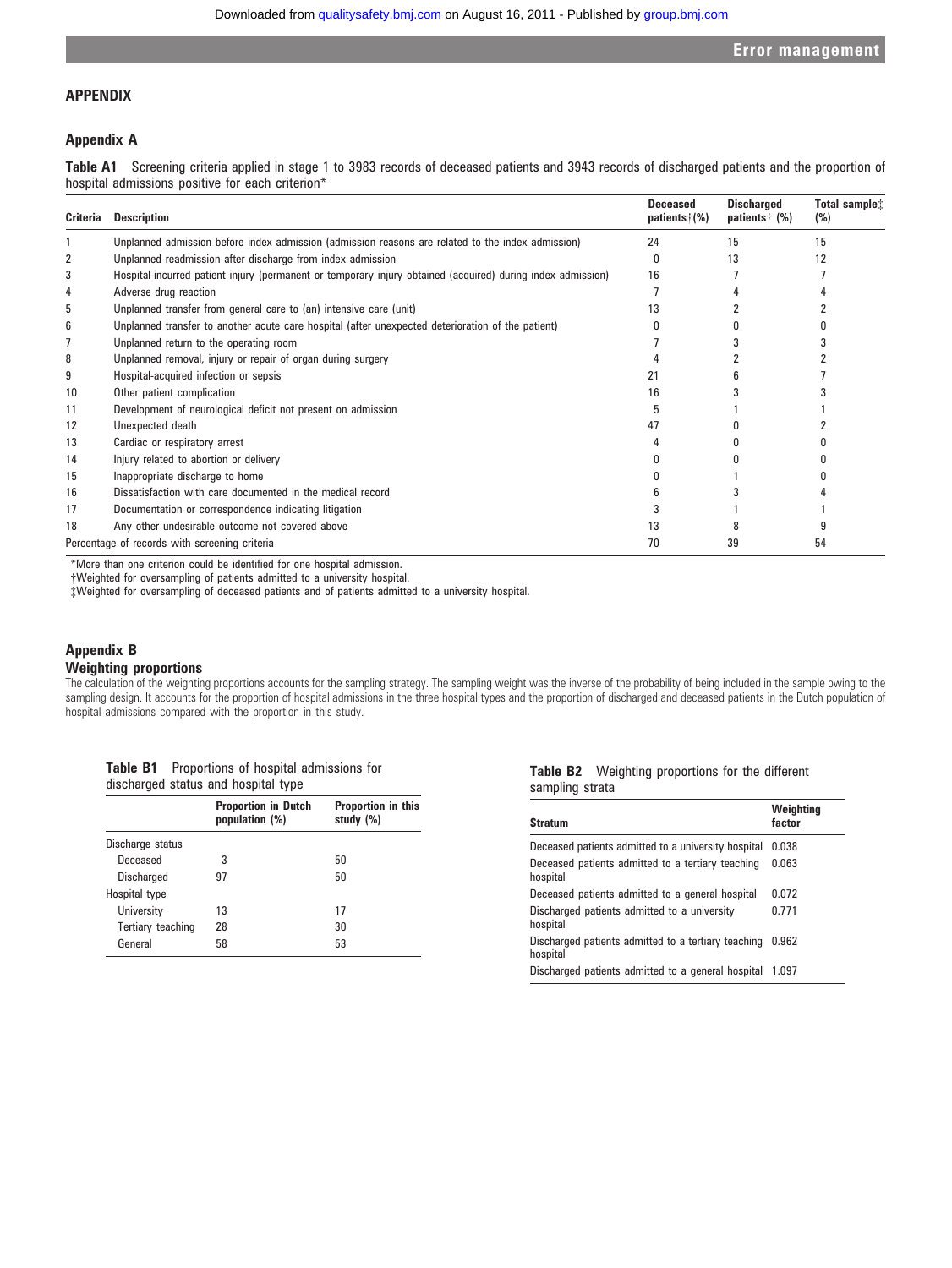## APPENDIX

### Appendix A

**Table A1** Screening criteria applied in stage 1 to 3983 records of deceased patients and 3943 records of discharged patients and the proportion of hospital admissions positive for each criterion*

| Criteria | Description | Deceased patients† (%) | Discharged patients† (%) | Total sample‡ (%) |
|---|---|---|---|---|
| 1 | Unplanned admission before index admission (admission reasons are related to the index admission) | 24 | 15 | 15 |
| 2 | Unplanned readmission after discharge from index admission | 0 | 13 | 12 |
| 3 | Hospital-incurred patient injury (permanent or temporary injury obtained (acquired) during index admission) | 16 | 7 | 7 |
| 4 | Adverse drug reaction | 7 | 4 | 4 |
| 5 | Unplanned transfer from general care to (an) intensive care (unit) | 13 | 2 | 2 |
| 6 | Unplanned transfer to another acute care hospital (after unexpected deterioration of the patient) | 0 | 0 | 0 |
| 7 | Unplanned return to the operating room | 7 | 3 | 3 |
| 8 | Unplanned removal, injury or repair of organ during surgery | 4 | 2 | 2 |
| 9 | Hospital-acquired infection or sepsis | 21 | 6 | 7 |
| 10 | Other patient complication | 16 | 3 | 3 |
| 11 | Development of neurological deficit not present on admission | 5 | 1 | 1 |
| 12 | Unexpected death | 47 | 0 | 2 |
| 13 | Cardiac or respiratory arrest | 4 | 0 | 0 |
| 14 | Injury related to abortion or delivery | 0 | 0 | 0 |
| 15 | Inappropriate discharge to home | 0 | 1 | 0 |
| 16 | Dissatisfaction with care documented in the medical record | 6 | 3 | 4 |
| 17 | Documentation or correspondence indicating litigation | 3 | 1 | 1 |
| 18 | Any other undesirable outcome not covered above | 13 | 8 | 9 |
| Percentage of records with screening criteria | | 70 | 39 | 54 |

*More than one criterion could be identified for one hospital admission.
†Weighted for oversampling of patients admitted to a university hospital.
‡Weighted for oversampling of deceased patients and of patients admitted to a university hospital.

### Appendix B

#### Weighting proportions

The calculation of the weighting proportions accounts for the sampling strategy. The sampling weight was the inverse of the probability of being included in the sample owing to the sampling design. It accounts for the proportion of hospital admissions in the three hospital types and the proportion of discharged and deceased patients in the Dutch population of hospital admissions compared with the proportion in this study.

**Table B1** Proportions of hospital admissions for discharged status and hospital type

| | Proportion in Dutch population (%) | Proportion in this study (%) |
|---|---|---|
| Discharge status | | |
| Deceased | 3 | 50 |
| Discharged | 97 | 50 |
| Hospital type | | |
| University | 13 | 17 |
| Tertiary teaching | 28 | 30 |
| General | 58 | 53 |

**Table B2** Weighting proportions for the different sampling strata

| Stratum | Weighting factor |
|---|---|
| Deceased patients admitted to a university hospital | 0.038 |
| Deceased patients admitted to a tertiary teaching hospital | 0.063 |
| Deceased patients admitted to a general hospital | 0.072 |
| Discharged patients admitted to a university hospital | 0.771 |
| Discharged patients admitted to a tertiary teaching hospital | 0.962 |
| Discharged patients admitted to a general hospital | 1.097 |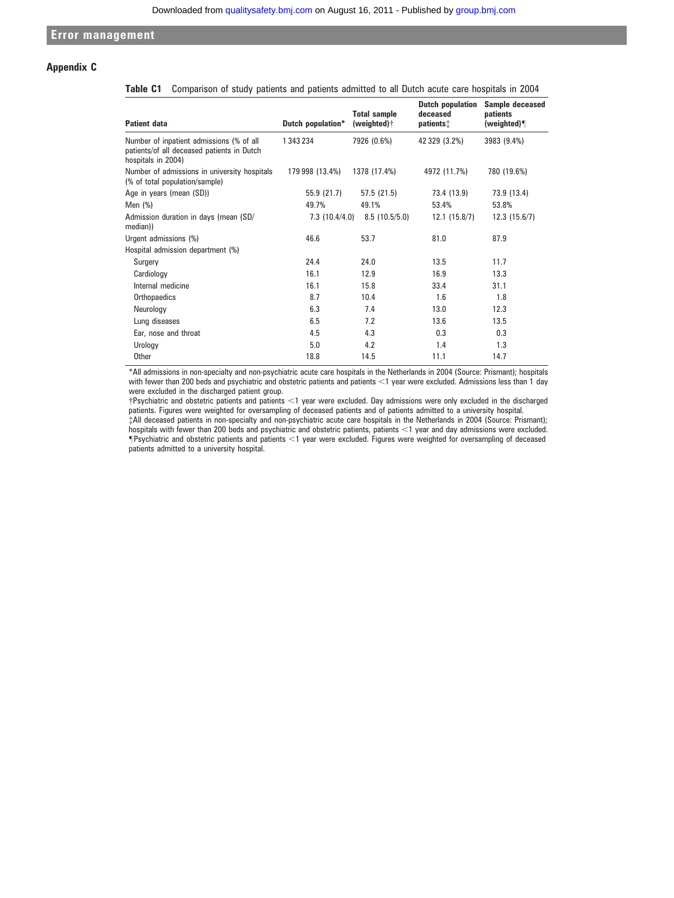## Appendix C

**Table C1** Comparison of study patients and patients admitted to all Dutch acute care hospitals in 2004

| Patient data | Dutch population* | Total sample (weighted)† | Dutch population deceased patients‡ | Sample deceased patients (weighted)¶ |
|---|---|---|---|---|
| Number of inpatient admissions (% of all patients/of all deceased patients in Dutch hospitals in 2004) | 1 343 234 | 7926 (0.6%) | 42 329 (3.2%) | 3983 (9.4%) |
| Number of admissions in university hospitals (% of total population/sample) | 179 998 (13.4%) | 1378 (17.4%) | 4972 (11.7%) | 780 (19.6%) |
| Age in years (mean (SD)) | 55.9 (21.7) | 57.5 (21.5) | 73.4 (13.9) | 73.9 (13.4) |
| Men (%) | 49.7% | 49.1% | 53.4% | 53.8% |
| Admission duration in days (mean (SD/median)) | 7.3 (10.4/4.0) | 8.5 (10.5/5.0) | 12.1 (15.8/7) | 12.3 (15.6/7) |
| Urgent admissions (%) | 46.6 | 53.7 | 81.0 | 87.9 |
| Hospital admission department (%) | | | | |
| Surgery | 24.4 | 24.0 | 13.5 | 11.7 |
| Cardiology | 16.1 | 12.9 | 16.9 | 13.3 |
| Internal medicine | 16.1 | 15.8 | 33.4 | 31.1 |
| Orthopaedics | 8.7 | 10.4 | 1.6 | 1.8 |
| Neurology | 6.3 | 7.4 | 13.0 | 12.3 |
| Lung diseases | 6.5 | 7.2 | 13.6 | 13.5 |
| Ear, nose and throat | 4.5 | 4.3 | 0.3 | 0.3 |
| Urology | 5.0 | 4.2 | 1.4 | 1.3 |
| Other | 18.8 | 14.5 | 11.1 | 14.7 |

*All admissions in non-specialty and non-psychiatric acute care hospitals in the Netherlands in 2004 (Source: Prismant); hospitals with fewer than 200 beds and psychiatric and obstetric patients and patients <1 year were excluded. Admissions less than 1 day were excluded in the discharged patient group.

†Psychiatric and obstetric patients and patients <1 year were excluded. Day admissions were only excluded in the discharged patients. Figures were weighted for oversampling of deceased patients and of patients admitted to a university hospital.

‡All deceased patients in non-specialty and non-psychiatric acute care hospitals in the Netherlands in 2004 (Source: Prismant); hospitals with fewer than 200 beds and psychiatric and obstetric patients, patients <1 year and day admissions were excluded.

¶Psychiatric and obstetric patients and patients <1 year were excluded. Figures were weighted for oversampling of deceased patients admitted to a university hospital.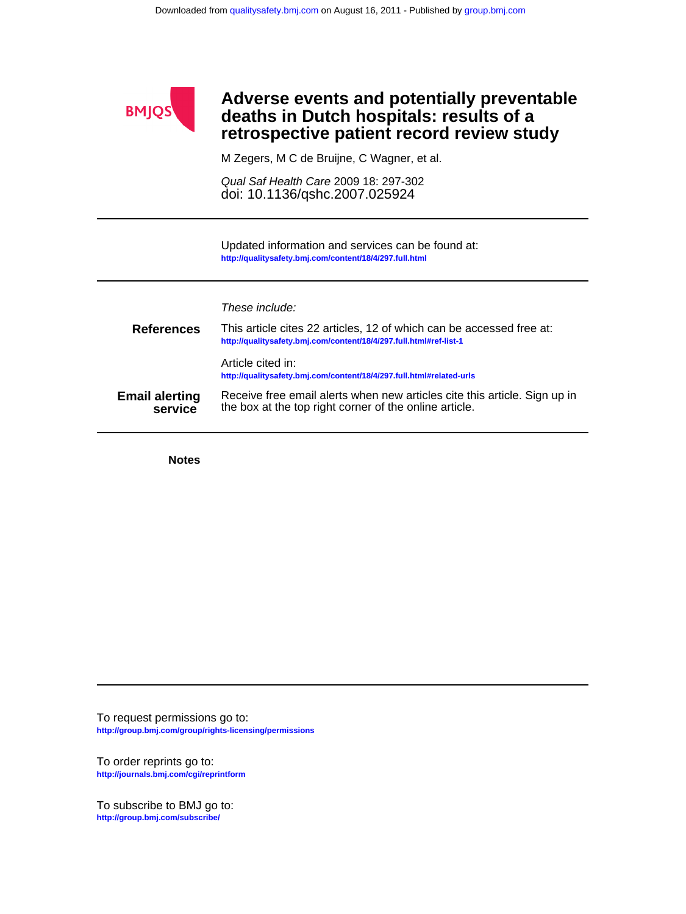Downloaded from qualitysafety.bmj.com on August 16, 2011 - Published by group.bmj.com

BMJQS

# Adverse events and potentially preventable deaths in Dutch hospitals: results of a retrospective patient record review study

M Zegers, M C de Bruijne, C Wagner, et al.

*Qual Saf Health Care* 2009 18: 297-302
doi: 10.1136/qshc.2007.025924

Updated information and services can be found at:
http://qualitysafety.bmj.com/content/18/4/297.full.html

*These include:*

**References**

This article cites 22 articles, 12 of which can be accessed free at:
http://qualitysafety.bmj.com/content/18/4/297.full.html#ref-list-1

Article cited in:
http://qualitysafety.bmj.com/content/18/4/297.full.html#related-urls

**Email alerting service**

Receive free email alerts when new articles cite this article. Sign up in the box at the top right corner of the online article.

**Notes**

To request permissions go to:
http://group.bmj.com/group/rights-licensing/permissions

To order reprints go to:
http://journals.bmj.com/cgi/reprintform

To subscribe to BMJ go to:
http://group.bmj.com/subscribe/